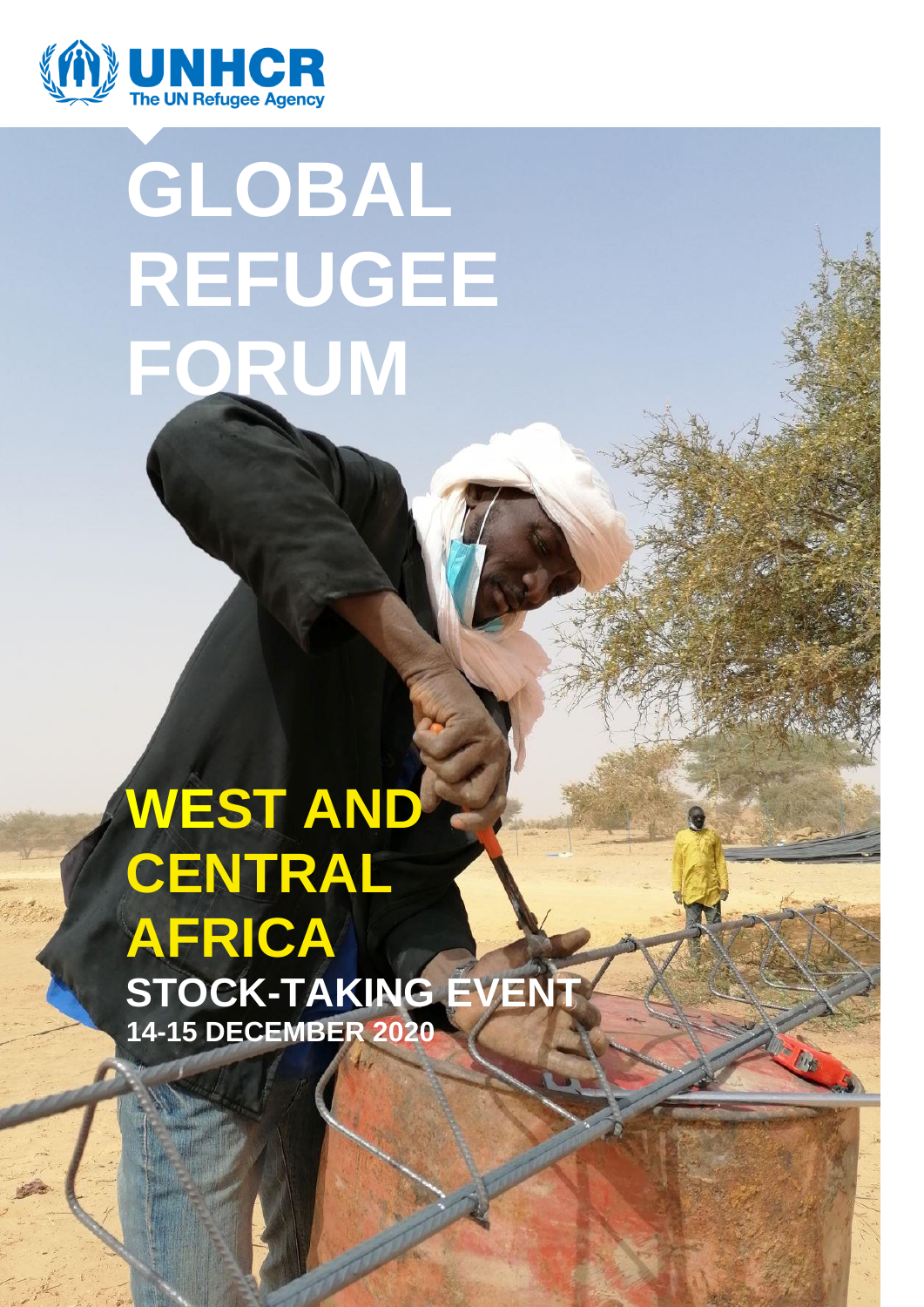UNHCR
The UN Refugee Agency

# GLOBAL REFUGEE FORUM

## WEST AND CENTRAL AFRICA

### STOCK-TAKING EVENT

**14-15 DECEMBER 2020**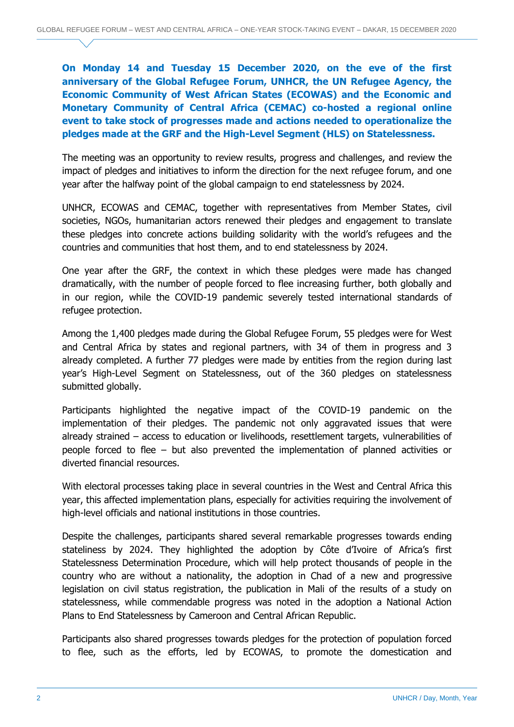**On Monday 14 and Tuesday 15 December 2020, on the eve of the first anniversary of the Global Refugee Forum, UNHCR, the UN Refugee Agency, the Economic Community of West African States (ECOWAS) and the Economic and Monetary Community of Central Africa (CEMAC) co-hosted a regional online event to take stock of progresses made and actions needed to operationalize the pledges made at the GRF and the High-Level Segment (HLS) on Statelessness.**

The meeting was an opportunity to review results, progress and challenges, and review the impact of pledges and initiatives to inform the direction for the next refugee forum, and one year after the halfway point of the global campaign to end statelessness by 2024.

UNHCR, ECOWAS and CEMAC, together with representatives from Member States, civil societies, NGOs, humanitarian actors renewed their pledges and engagement to translate these pledges into concrete actions building solidarity with the world's refugees and the countries and communities that host them, and to end statelessness by 2024.

One year after the GRF, the context in which these pledges were made has changed dramatically, with the number of people forced to flee increasing further, both globally and in our region, while the COVID-19 pandemic severely tested international standards of refugee protection.

Among the 1,400 pledges made during the Global Refugee Forum, 55 pledges were for West and Central Africa by states and regional partners, with 34 of them in progress and 3 already completed. A further 77 pledges were made by entities from the region during last year's High-Level Segment on Statelessness, out of the 360 pledges on statelessness submitted globally.

Participants highlighted the negative impact of the COVID-19 pandemic on the implementation of their pledges. The pandemic not only aggravated issues that were already strained – access to education or livelihoods, resettlement targets, vulnerabilities of people forced to flee – but also prevented the implementation of planned activities or diverted financial resources.

With electoral processes taking place in several countries in the West and Central Africa this year, this affected implementation plans, especially for activities requiring the involvement of high-level officials and national institutions in those countries.

Despite the challenges, participants shared several remarkable progresses towards ending stateliness by 2024. They highlighted the adoption by Côte d'Ivoire of Africa's first Statelessness Determination Procedure, which will help protect thousands of people in the country who are without a nationality, the adoption in Chad of a new and progressive legislation on civil status registration, the publication in Mali of the results of a study on statelessness, while commendable progress was noted in the adoption a National Action Plans to End Statelessness by Cameroon and Central African Republic.

Participants also shared progresses towards pledges for the protection of population forced to flee, such as the efforts, led by ECOWAS, to promote the domestication and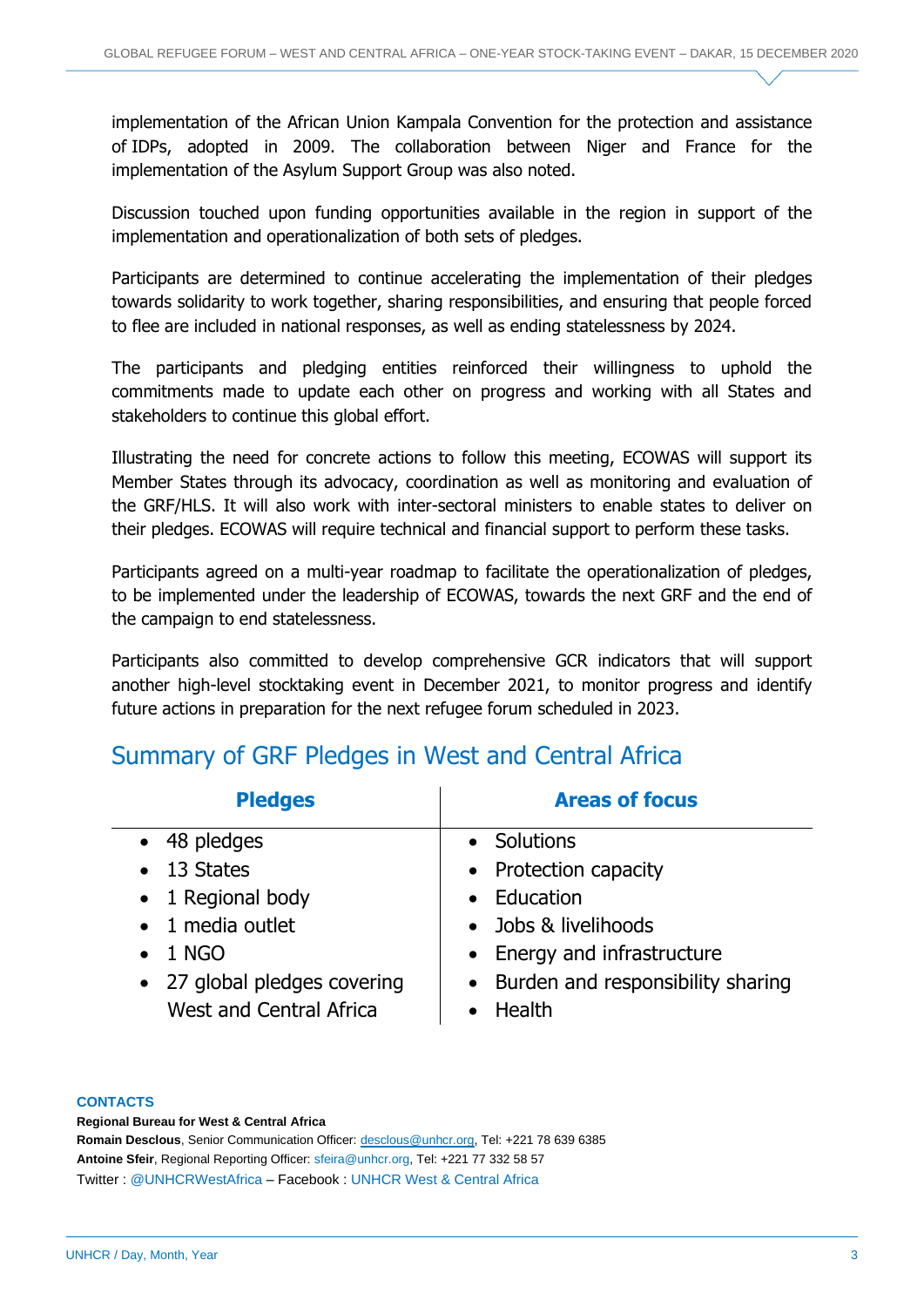implementation of the African Union Kampala Convention for the protection and assistance of IDPs, adopted in 2009. The collaboration between Niger and France for the implementation of the Asylum Support Group was also noted.

Discussion touched upon funding opportunities available in the region in support of the implementation and operationalization of both sets of pledges.

Participants are determined to continue accelerating the implementation of their pledges towards solidarity to work together, sharing responsibilities, and ensuring that people forced to flee are included in national responses, as well as ending statelessness by 2024.

The participants and pledging entities reinforced their willingness to uphold the commitments made to update each other on progress and working with all States and stakeholders to continue this global effort.

Illustrating the need for concrete actions to follow this meeting, ECOWAS will support its Member States through its advocacy, coordination as well as monitoring and evaluation of the GRF/HLS. It will also work with inter-sectoral ministers to enable states to deliver on their pledges. ECOWAS will require technical and financial support to perform these tasks.

Participants agreed on a multi-year roadmap to facilitate the operationalization of pledges, to be implemented under the leadership of ECOWAS, towards the next GRF and the end of the campaign to end statelessness.

Participants also committed to develop comprehensive GCR indicators that will support another high-level stocktaking event in December 2021, to monitor progress and identify future actions in preparation for the next refugee forum scheduled in 2023.

## Summary of GRF Pledges in West and Central Africa

| **Pledges** | **Areas of focus** |
|---|---|
| • 48 pledges<br>• 13 States<br>• 1 Regional body<br>• 1 media outlet<br>• 1 NGO<br>• 27 global pledges covering West and Central Africa | • Solutions<br>• Protection capacity<br>• Education<br>• Jobs & livelihoods<br>• Energy and infrastructure<br>• Burden and responsibility sharing<br>• Health |

**CONTACTS**

**Regional Bureau for West & Central Africa**

**Romain Desclous**, Senior Communication Officer: desclous@unhcr.org, Tel: +221 78 639 6385

**Antoine Sfeir**, Regional Reporting Officer: sfeira@unhcr.org, Tel: +221 77 332 58 57

Twitter : @UNHCRWestAfrica – Facebook : UNHCR West & Central Africa